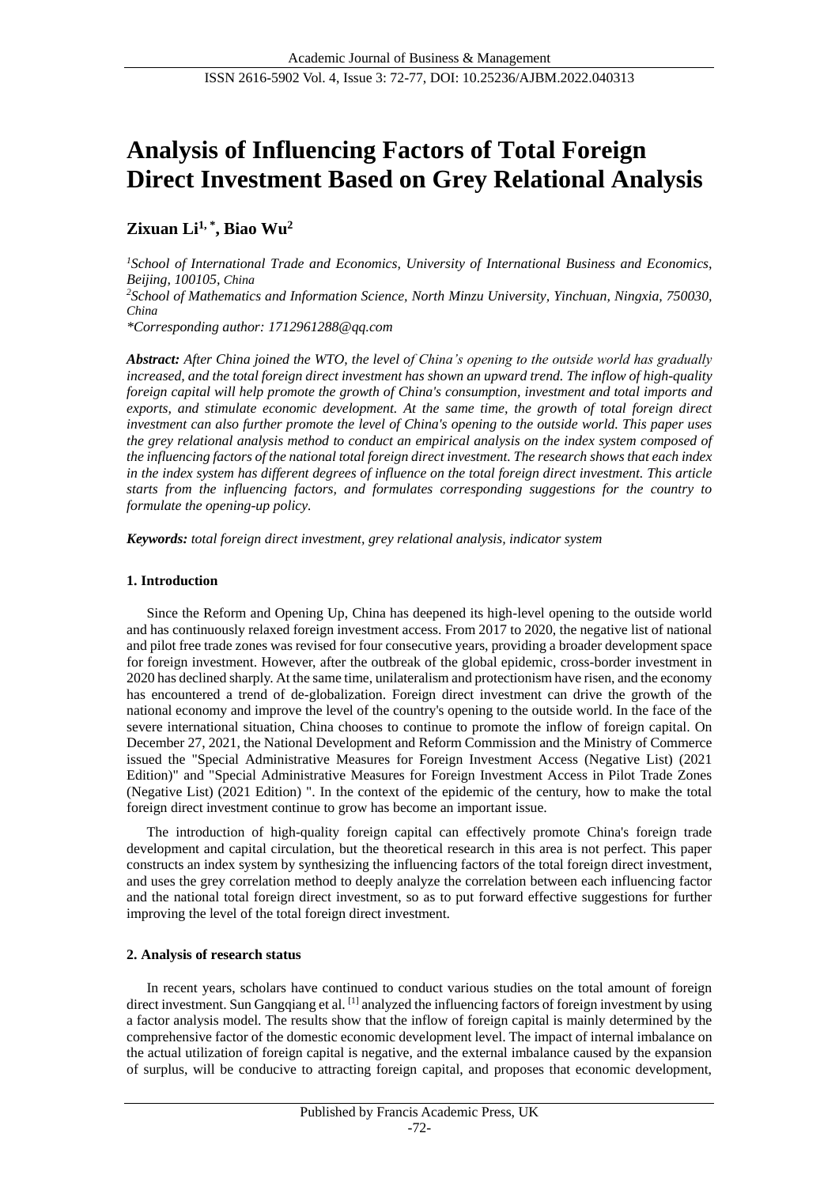# Analysis of Influencing Factors of Total Foreign Direct Investment Based on Grey Relational Analysis

**Zixuan Li[1,*], Biao Wu[2]**

*[1]School of International Trade and Economics, University of International Business and Economics, Beijing, 100105, China*

*[2]School of Mathematics and Information Science, North Minzu University, Yinchuan, Ningxia, 750030, China*

*\*Corresponding author: 1712961288@qq.com*

***Abstract:*** *After China joined the WTO, the level of China's opening to the outside world has gradually increased, and the total foreign direct investment has shown an upward trend. The inflow of high-quality foreign capital will help promote the growth of China's consumption, investment and total imports and exports, and stimulate economic development. At the same time, the growth of total foreign direct investment can also further promote the level of China's opening to the outside world. This paper uses the grey relational analysis method to conduct an empirical analysis on the index system composed of the influencing factors of the national total foreign direct investment. The research shows that each index in the index system has different degrees of influence on the total foreign direct investment. This article starts from the influencing factors, and formulates corresponding suggestions for the country to formulate the opening-up policy.*

***Keywords:*** *total foreign direct investment, grey relational analysis, indicator system*

## 1. Introduction

Since the Reform and Opening Up, China has deepened its high-level opening to the outside world and has continuously relaxed foreign investment access. From 2017 to 2020, the negative list of national and pilot free trade zones was revised for four consecutive years, providing a broader development space for foreign investment. However, after the outbreak of the global epidemic, cross-border investment in 2020 has declined sharply. At the same time, unilateralism and protectionism have risen, and the economy has encountered a trend of de-globalization. Foreign direct investment can drive the growth of the national economy and improve the level of the country's opening to the outside world. In the face of the severe international situation, China chooses to continue to promote the inflow of foreign capital. On December 27, 2021, the National Development and Reform Commission and the Ministry of Commerce issued the "Special Administrative Measures for Foreign Investment Access (Negative List) (2021 Edition)" and "Special Administrative Measures for Foreign Investment Access in Pilot Trade Zones (Negative List) (2021 Edition) ". In the context of the epidemic of the century, how to make the total foreign direct investment continue to grow has become an important issue.

The introduction of high-quality foreign capital can effectively promote China's foreign trade development and capital circulation, but the theoretical research in this area is not perfect. This paper constructs an index system by synthesizing the influencing factors of the total foreign direct investment, and uses the grey correlation method to deeply analyze the correlation between each influencing factor and the national total foreign direct investment, so as to put forward effective suggestions for further improving the level of the total foreign direct investment.

## 2. Analysis of research status

In recent years, scholars have continued to conduct various studies on the total amount of foreign direct investment. Sun Gangqiang et al. [1] analyzed the influencing factors of foreign investment by using a factor analysis model. The results show that the inflow of foreign capital is mainly determined by the comprehensive factor of the domestic economic development level. The impact of internal imbalance on the actual utilization of foreign capital is negative, and the external imbalance caused by the expansion of surplus, will be conducive to attracting foreign capital, and proposes that economic development,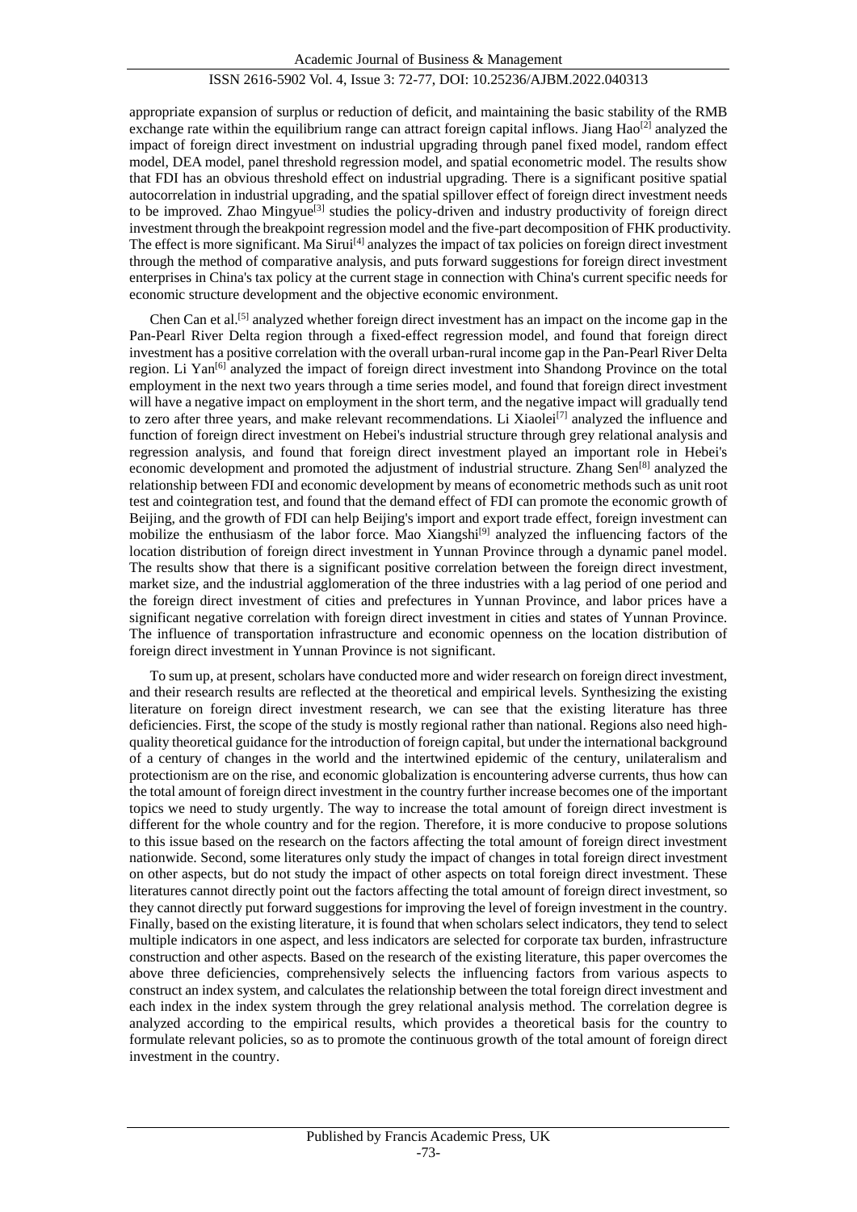appropriate expansion of surplus or reduction of deficit, and maintaining the basic stability of the RMB exchange rate within the equilibrium range can attract foreign capital inflows. Jiang Hao[2] analyzed the impact of foreign direct investment on industrial upgrading through panel fixed model, random effect model, DEA model, panel threshold regression model, and spatial econometric model. The results show that FDI has an obvious threshold effect on industrial upgrading. There is a significant positive spatial autocorrelation in industrial upgrading, and the spatial spillover effect of foreign direct investment needs to be improved. Zhao Mingyue[3] studies the policy-driven and industry productivity of foreign direct investment through the breakpoint regression model and the five-part decomposition of FHK productivity. The effect is more significant. Ma Sirui[4] analyzes the impact of tax policies on foreign direct investment through the method of comparative analysis, and puts forward suggestions for foreign direct investment enterprises in China's tax policy at the current stage in connection with China's current specific needs for economic structure development and the objective economic environment.

Chen Can et al.[5] analyzed whether foreign direct investment has an impact on the income gap in the Pan-Pearl River Delta region through a fixed-effect regression model, and found that foreign direct investment has a positive correlation with the overall urban-rural income gap in the Pan-Pearl River Delta region. Li Yan[6] analyzed the impact of foreign direct investment into Shandong Province on the total employment in the next two years through a time series model, and found that foreign direct investment will have a negative impact on employment in the short term, and the negative impact will gradually tend to zero after three years, and make relevant recommendations. Li Xiaolei[7] analyzed the influence and function of foreign direct investment on Hebei's industrial structure through grey relational analysis and regression analysis, and found that foreign direct investment played an important role in Hebei's economic development and promoted the adjustment of industrial structure. Zhang Sen[8] analyzed the relationship between FDI and economic development by means of econometric methods such as unit root test and cointegration test, and found that the demand effect of FDI can promote the economic growth of Beijing, and the growth of FDI can help Beijing's import and export trade effect, foreign investment can mobilize the enthusiasm of the labor force. Mao Xiangshi[9] analyzed the influencing factors of the location distribution of foreign direct investment in Yunnan Province through a dynamic panel model. The results show that there is a significant positive correlation between the foreign direct investment, market size, and the industrial agglomeration of the three industries with a lag period of one period and the foreign direct investment of cities and prefectures in Yunnan Province, and labor prices have a significant negative correlation with foreign direct investment in cities and states of Yunnan Province. The influence of transportation infrastructure and economic openness on the location distribution of foreign direct investment in Yunnan Province is not significant.

To sum up, at present, scholars have conducted more and wider research on foreign direct investment, and their research results are reflected at the theoretical and empirical levels. Synthesizing the existing literature on foreign direct investment research, we can see that the existing literature has three deficiencies. First, the scope of the study is mostly regional rather than national. Regions also need high-quality theoretical guidance for the introduction of foreign capital, but under the international background of a century of changes in the world and the intertwined epidemic of the century, unilateralism and protectionism are on the rise, and economic globalization is encountering adverse currents, thus how can the total amount of foreign direct investment in the country further increase becomes one of the important topics we need to study urgently. The way to increase the total amount of foreign direct investment is different for the whole country and for the region. Therefore, it is more conducive to propose solutions to this issue based on the research on the factors affecting the total amount of foreign direct investment nationwide. Second, some literatures only study the impact of changes in total foreign direct investment on other aspects, but do not study the impact of other aspects on total foreign direct investment. These literatures cannot directly point out the factors affecting the total amount of foreign direct investment, so they cannot directly put forward suggestions for improving the level of foreign investment in the country. Finally, based on the existing literature, it is found that when scholars select indicators, they tend to select multiple indicators in one aspect, and less indicators are selected for corporate tax burden, infrastructure construction and other aspects. Based on the research of the existing literature, this paper overcomes the above three deficiencies, comprehensively selects the influencing factors from various aspects to construct an index system, and calculates the relationship between the total foreign direct investment and each index in the index system through the grey relational analysis method. The correlation degree is analyzed according to the empirical results, which provides a theoretical basis for the country to formulate relevant policies, so as to promote the continuous growth of the total amount of foreign direct investment in the country.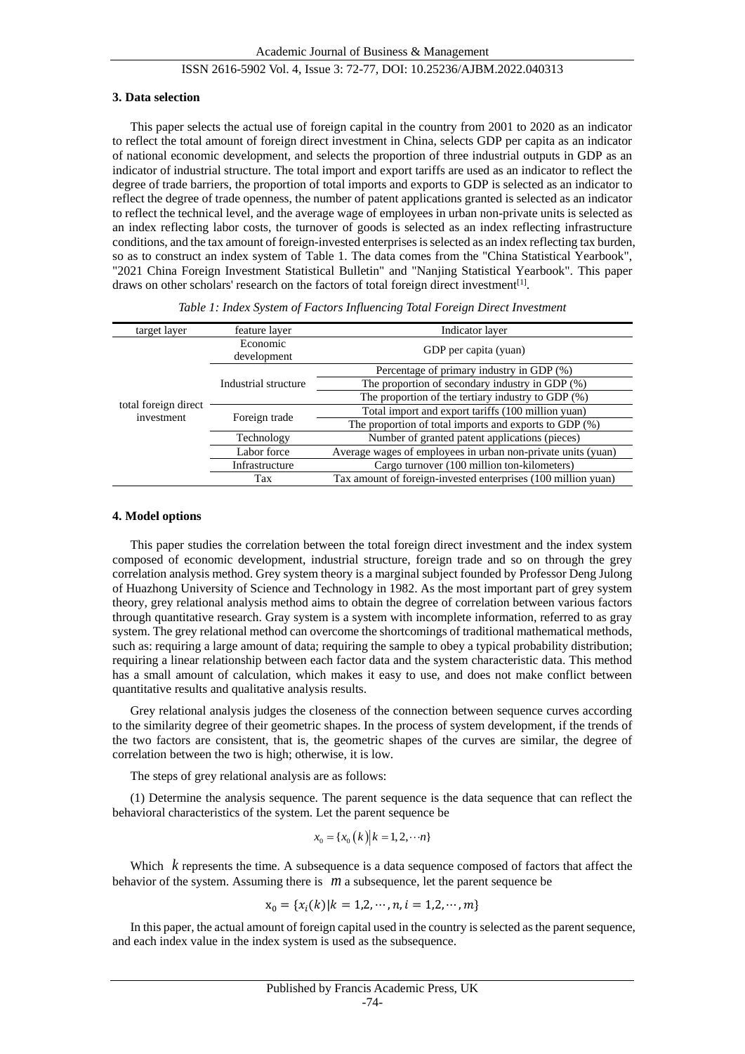### 3. Data selection

This paper selects the actual use of foreign capital in the country from 2001 to 2020 as an indicator to reflect the total amount of foreign direct investment in China, selects GDP per capita as an indicator of national economic development, and selects the proportion of three industrial outputs in GDP as an indicator of industrial structure. The total import and export tariffs are used as an indicator to reflect the degree of trade barriers, the proportion of total imports and exports to GDP is selected as an indicator to reflect the degree of trade openness, the number of patent applications granted is selected as an indicator to reflect the technical level, and the average wage of employees in urban non-private units is selected as an index reflecting labor costs, the turnover of goods is selected as an index reflecting infrastructure conditions, and the tax amount of foreign-invested enterprises is selected as an index reflecting tax burden, so as to construct an index system of Table 1. The data comes from the "China Statistical Yearbook", "2021 China Foreign Investment Statistical Bulletin" and "Nanjing Statistical Yearbook". This paper draws on other scholars' research on the factors of total foreign direct investment[1].

*Table 1: Index System of Factors Influencing Total Foreign Direct Investment*

| target layer | feature layer | Indicator layer |
|---|---|---|
| total foreign direct investment | Economic development | GDP per capita (yuan) |
| | Industrial structure | Percentage of primary industry in GDP (%) |
| | | The proportion of secondary industry in GDP (%) |
| | | The proportion of the tertiary industry to GDP (%) |
| | Foreign trade | Total import and export tariffs (100 million yuan) |
| | | The proportion of total imports and exports to GDP (%) |
| | Technology | Number of granted patent applications (pieces) |
| | Labor force | Average wages of employees in urban non-private units (yuan) |
| | Infrastructure | Cargo turnover (100 million ton-kilometers) |
| | Tax | Tax amount of foreign-invested enterprises (100 million yuan) |

### 4. Model options

This paper studies the correlation between the total foreign direct investment and the index system composed of economic development, industrial structure, foreign trade and so on through the grey correlation analysis method. Grey system theory is a marginal subject founded by Professor Deng Julong of Huazhong University of Science and Technology in 1982. As the most important part of grey system theory, grey relational analysis method aims to obtain the degree of correlation between various factors through quantitative research. Gray system is a system with incomplete information, referred to as gray system. The grey relational method can overcome the shortcomings of traditional mathematical methods, such as: requiring a large amount of data; requiring the sample to obey a typical probability distribution; requiring a linear relationship between each factor data and the system characteristic data. This method has a small amount of calculation, which makes it easy to use, and does not make conflict between quantitative results and qualitative analysis results.

Grey relational analysis judges the closeness of the connection between sequence curves according to the similarity degree of their geometric shapes. In the process of system development, if the trends of the two factors are consistent, that is, the geometric shapes of the curves are similar, the degree of correlation between the two is high; otherwise, it is low.

The steps of grey relational analysis are as follows:

(1) Determine the analysis sequence. The parent sequence is the data sequence that can reflect the behavioral characteristics of the system. Let the parent sequence be

$$x_0 = \{x_0(k) \mid k = 1, 2, \cdots n\}$$

Which $k$ represents the time. A subsequence is a data sequence composed of factors that affect the behavior of the system. Assuming there is $m$ a subsequence, let the parent sequence be

$$x_0 = \{x_i(k) \mid k = 1,2,\cdots,n, i = 1,2,\cdots,m\}$$

In this paper, the actual amount of foreign capital used in the country is selected as the parent sequence, and each index value in the index system is used as the subsequence.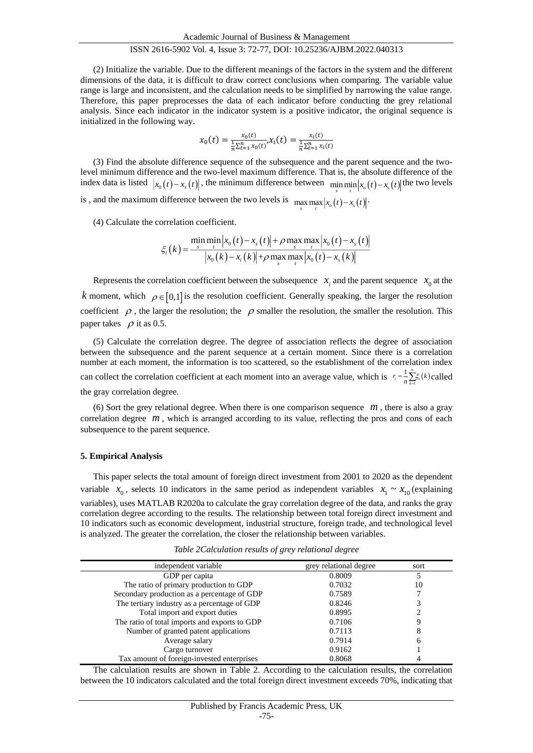(2) Initialize the variable. Due to the different meanings of the factors in the system and the different dimensions of the data, it is difficult to draw correct conclusions when comparing. The variable value range is large and inconsistent, and the calculation needs to be simplified by narrowing the value range. Therefore, this paper preprocesses the data of each indicator before conducting the grey relational analysis. Since each indicator in the indicator system is a positive indicator, the original sequence is initialized in the following way.

$$x_0(t) = \frac{x_0(t)}{\frac{1}{n}\sum_{t=1}^{n} x_0(t)}, x_i(t) = \frac{x_i(t)}{\frac{1}{n}\sum_{t=1}^{n} x_i(t)}$$

(3) Find the absolute difference sequence of the subsequence and the parent sequence and the two-level minimum difference and the two-level maximum difference. That is, the absolute difference of the index data is listed $\left|x_0(t)-x_s(t)\right|$, the minimum difference between $\min_s \min_t \left|x_o(t)-x_s(t)\right|$ the two levels is , and the maximum difference between the two levels is $\max_s \max_t \left|x_o(t)-x_s(t)\right|$.

(4) Calculate the correlation coefficient.

$$\xi_i(k) = \frac{\min_s \min_t \left|x_0(t)-x_s(t)\right| + \rho \max_s \max_t \left|x_0(t)-x_s(t)\right|}{\left|x_0(k)-x_i(k)\right| + \rho \max_s \max_t \left|x_0(t)-x_s(k)\right|}$$

Represents the correlation coefficient between the subsequence $x_i$ and the parent sequence $x_0$ at the $k$ moment, which $\rho \in [0,1]$ is the resolution coefficient. Generally speaking, the larger the resolution coefficient $\rho$, the larger the resolution; the $\rho$ smaller the resolution, the smaller the resolution. This paper takes $\rho$ it as 0.5.

(5) Calculate the correlation degree. The degree of association reflects the degree of association between the subsequence and the parent sequence at a certain moment. Since there is a correlation number at each moment, the information is too scattered, so the establishment of the correlation index can collect the correlation coefficient at each moment into an average value, which is $r_i = \frac{1}{n}\sum_{k=1}^{n}\xi_i(k)$ called the gray correlation degree.

(6) Sort the grey relational degree. When there is one comparison sequence $m$, there is also a gray correlation degree $m$, which is arranged according to its value, reflecting the pros and cons of each subsequence to the parent sequence.

## 5. Empirical Analysis

This paper selects the total amount of foreign direct investment from 2001 to 2020 as the dependent variable $x_0$, selects 10 indicators in the same period as independent variables $x_1 \sim x_{10}$ (explaining variables), uses MATLAB R2020a to calculate the gray correlation degree of the data, and ranks the gray correlation degree according to the results. The relationship between total foreign direct investment and 10 indicators such as economic development, industrial structure, foreign trade, and technological level is analyzed. The greater the correlation, the closer the relationship between variables.

*Table 2Calculation results of grey relational degree*

| independent variable | grey relational degree | sort |
|---|---|---|
| GDP per capita | 0.8009 | 5 |
| The ratio of primary production to GDP | 0.7032 | 10 |
| Secondary production as a percentage of GDP | 0.7589 | 7 |
| The tertiary industry as a percentage of GDP | 0.8246 | 3 |
| Total import and export duties | 0.8995 | 2 |
| The ratio of total imports and exports to GDP | 0.7106 | 9 |
| Number of granted patent applications | 0.7113 | 8 |
| Average salary | 0.7914 | 6 |
| Cargo turnover | 0.9162 | 1 |
| Tax amount of foreign-invested enterprises | 0.8068 | 4 |

The calculation results are shown in Table 2. According to the calculation results, the correlation between the 10 indicators calculated and the total foreign direct investment exceeds 70%, indicating that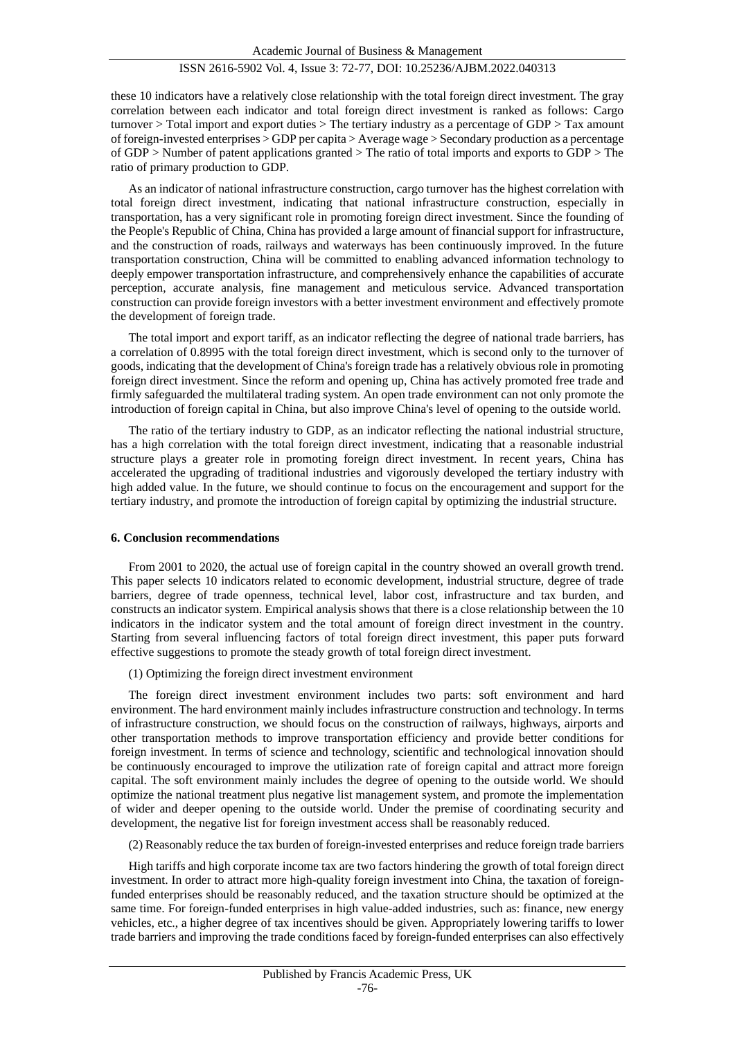these 10 indicators have a relatively close relationship with the total foreign direct investment. The gray correlation between each indicator and total foreign direct investment is ranked as follows: Cargo turnover > Total import and export duties > The tertiary industry as a percentage of GDP > Tax amount of foreign-invested enterprises > GDP per capita > Average wage > Secondary production as a percentage of GDP > Number of patent applications granted > The ratio of total imports and exports to GDP > The ratio of primary production to GDP.

As an indicator of national infrastructure construction, cargo turnover has the highest correlation with total foreign direct investment, indicating that national infrastructure construction, especially in transportation, has a very significant role in promoting foreign direct investment. Since the founding of the People's Republic of China, China has provided a large amount of financial support for infrastructure, and the construction of roads, railways and waterways has been continuously improved. In the future transportation construction, China will be committed to enabling advanced information technology to deeply empower transportation infrastructure, and comprehensively enhance the capabilities of accurate perception, accurate analysis, fine management and meticulous service. Advanced transportation construction can provide foreign investors with a better investment environment and effectively promote the development of foreign trade.

The total import and export tariff, as an indicator reflecting the degree of national trade barriers, has a correlation of 0.8995 with the total foreign direct investment, which is second only to the turnover of goods, indicating that the development of China's foreign trade has a relatively obvious role in promoting foreign direct investment. Since the reform and opening up, China has actively promoted free trade and firmly safeguarded the multilateral trading system. An open trade environment can not only promote the introduction of foreign capital in China, but also improve China's level of opening to the outside world.

The ratio of the tertiary industry to GDP, as an indicator reflecting the national industrial structure, has a high correlation with the total foreign direct investment, indicating that a reasonable industrial structure plays a greater role in promoting foreign direct investment. In recent years, China has accelerated the upgrading of traditional industries and vigorously developed the tertiary industry with high added value. In the future, we should continue to focus on the encouragement and support for the tertiary industry, and promote the introduction of foreign capital by optimizing the industrial structure.

## 6. Conclusion recommendations

From 2001 to 2020, the actual use of foreign capital in the country showed an overall growth trend. This paper selects 10 indicators related to economic development, industrial structure, degree of trade barriers, degree of trade openness, technical level, labor cost, infrastructure and tax burden, and constructs an indicator system. Empirical analysis shows that there is a close relationship between the 10 indicators in the indicator system and the total amount of foreign direct investment in the country. Starting from several influencing factors of total foreign direct investment, this paper puts forward effective suggestions to promote the steady growth of total foreign direct investment.

(1) Optimizing the foreign direct investment environment

The foreign direct investment environment includes two parts: soft environment and hard environment. The hard environment mainly includes infrastructure construction and technology. In terms of infrastructure construction, we should focus on the construction of railways, highways, airports and other transportation methods to improve transportation efficiency and provide better conditions for foreign investment. In terms of science and technology, scientific and technological innovation should be continuously encouraged to improve the utilization rate of foreign capital and attract more foreign capital. The soft environment mainly includes the degree of opening to the outside world. We should optimize the national treatment plus negative list management system, and promote the implementation of wider and deeper opening to the outside world. Under the premise of coordinating security and development, the negative list for foreign investment access shall be reasonably reduced.

(2) Reasonably reduce the tax burden of foreign-invested enterprises and reduce foreign trade barriers

High tariffs and high corporate income tax are two factors hindering the growth of total foreign direct investment. In order to attract more high-quality foreign investment into China, the taxation of foreign-funded enterprises should be reasonably reduced, and the taxation structure should be optimized at the same time. For foreign-funded enterprises in high value-added industries, such as: finance, new energy vehicles, etc., a higher degree of tax incentives should be given. Appropriately lowering tariffs to lower trade barriers and improving the trade conditions faced by foreign-funded enterprises can also effectively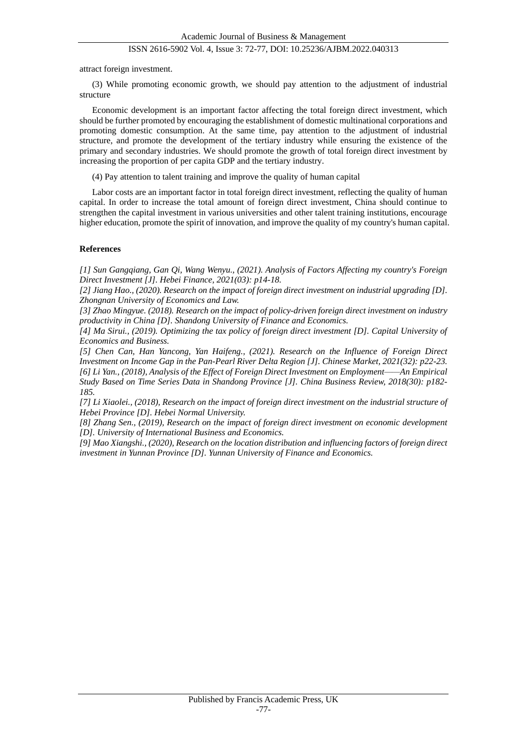attract foreign investment.

(3) While promoting economic growth, we should pay attention to the adjustment of industrial structure

Economic development is an important factor affecting the total foreign direct investment, which should be further promoted by encouraging the establishment of domestic multinational corporations and promoting domestic consumption. At the same time, pay attention to the adjustment of industrial structure, and promote the development of the tertiary industry while ensuring the existence of the primary and secondary industries. We should promote the growth of total foreign direct investment by increasing the proportion of per capita GDP and the tertiary industry.

(4) Pay attention to talent training and improve the quality of human capital

Labor costs are an important factor in total foreign direct investment, reflecting the quality of human capital. In order to increase the total amount of foreign direct investment, China should continue to strengthen the capital investment in various universities and other talent training institutions, encourage higher education, promote the spirit of innovation, and improve the quality of my country's human capital.

## References

*[1] Sun Gangqiang, Gan Qi, Wang Wenyu., (2021). Analysis of Factors Affecting my country's Foreign Direct Investment [J]. Hebei Finance, 2021(03): p14-18.*

*[2] Jiang Hao., (2020). Research on the impact of foreign direct investment on industrial upgrading [D]. Zhongnan University of Economics and Law.*

*[3] Zhao Mingyue. (2018). Research on the impact of policy-driven foreign direct investment on industry productivity in China [D]. Shandong University of Finance and Economics.*

*[4] Ma Sirui., (2019). Optimizing the tax policy of foreign direct investment [D]. Capital University of Economics and Business.*

*[5] Chen Can, Han Yancong, Yan Haifeng., (2021). Research on the Influence of Foreign Direct Investment on Income Gap in the Pan-Pearl River Delta Region [J]. Chinese Market, 2021(32): p22-23.*

*[6] Li Yan., (2018), Analysis of the Effect of Foreign Direct Investment on Employment——An Empirical Study Based on Time Series Data in Shandong Province [J]. China Business Review, 2018(30): p182-185.*

*[7] Li Xiaolei., (2018), Research on the impact of foreign direct investment on the industrial structure of Hebei Province [D]. Hebei Normal University.*

*[8] Zhang Sen., (2019), Research on the impact of foreign direct investment on economic development [D]. University of International Business and Economics.*

*[9] Mao Xiangshi., (2020), Research on the location distribution and influencing factors of foreign direct investment in Yunnan Province [D]. Yunnan University of Finance and Economics.*